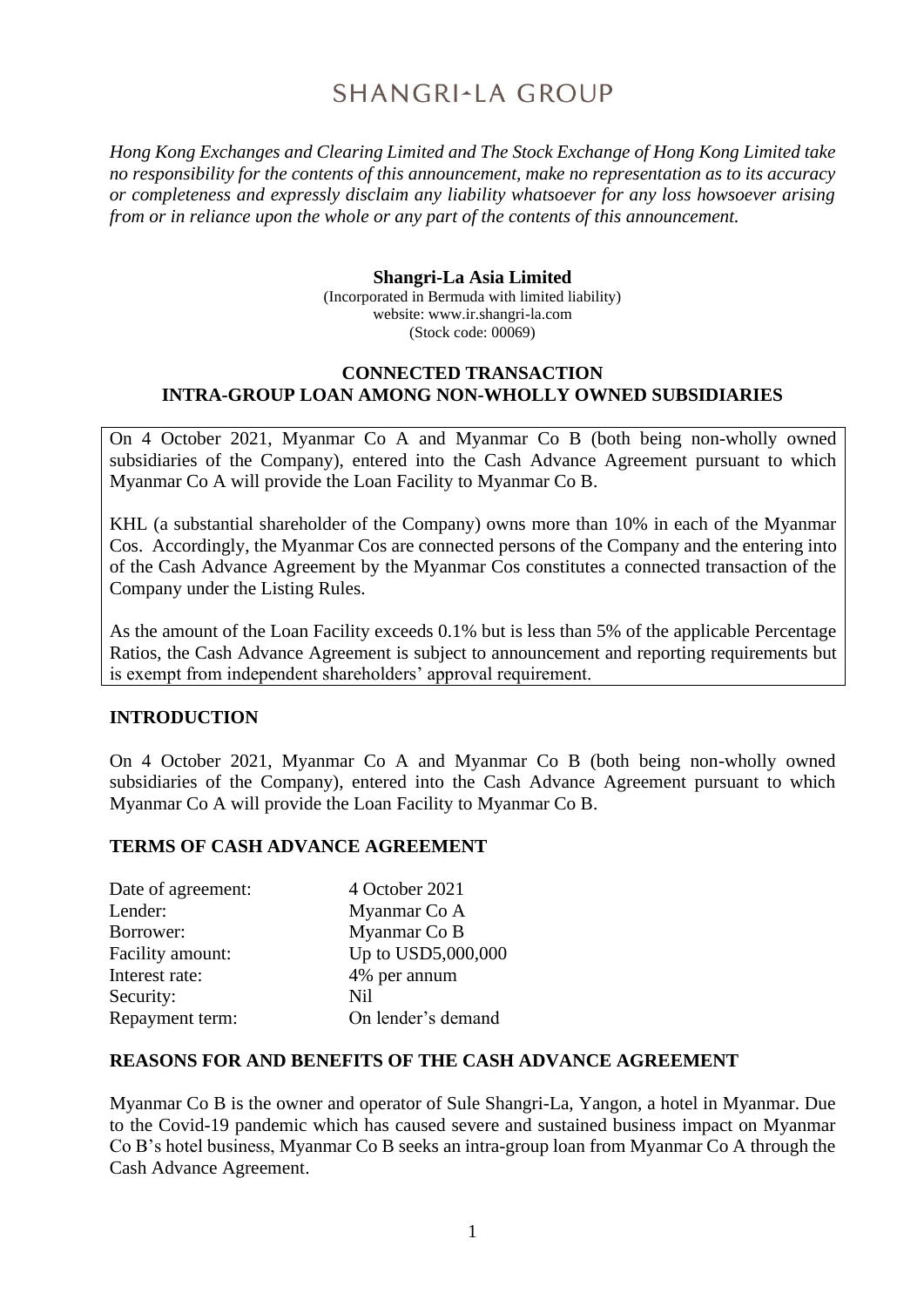# SHANGRI-LA GROUP

*Hong Kong Exchanges and Clearing Limited and The Stock Exchange of Hong Kong Limited take no responsibility for the contents of this announcement, make no representation as to its accuracy or completeness and expressly disclaim any liability whatsoever for any loss howsoever arising from or in reliance upon the whole or any part of the contents of this announcement.*

**Shangri-La Asia Limited**
(Incorporated in Bermuda with limited liability)
website: www.ir.shangri-la.com
(Stock code: 00069)

## CONNECTED TRANSACTION
## INTRA-GROUP LOAN AMONG NON-WHOLLY OWNED SUBSIDIARIES

On 4 October 2021, Myanmar Co A and Myanmar Co B (both being non-wholly owned subsidiaries of the Company), entered into the Cash Advance Agreement pursuant to which Myanmar Co A will provide the Loan Facility to Myanmar Co B.

KHL (a substantial shareholder of the Company) owns more than 10% in each of the Myanmar Cos. Accordingly, the Myanmar Cos are connected persons of the Company and the entering into of the Cash Advance Agreement by the Myanmar Cos constitutes a connected transaction of the Company under the Listing Rules.

As the amount of the Loan Facility exceeds 0.1% but is less than 5% of the applicable Percentage Ratios, the Cash Advance Agreement is subject to announcement and reporting requirements but is exempt from independent shareholders' approval requirement.

### INTRODUCTION

On 4 October 2021, Myanmar Co A and Myanmar Co B (both being non-wholly owned subsidiaries of the Company), entered into the Cash Advance Agreement pursuant to which Myanmar Co A will provide the Loan Facility to Myanmar Co B.

### TERMS OF CASH ADVANCE AGREEMENT

| | |
|---|---|
| Date of agreement: | 4 October 2021 |
| Lender: | Myanmar Co A |
| Borrower: | Myanmar Co B |
| Facility amount: | Up to USD5,000,000 |
| Interest rate: | 4% per annum |
| Security: | Nil |
| Repayment term: | On lender's demand |

### REASONS FOR AND BENEFITS OF THE CASH ADVANCE AGREEMENT

Myanmar Co B is the owner and operator of Sule Shangri-La, Yangon, a hotel in Myanmar. Due to the Covid-19 pandemic which has caused severe and sustained business impact on Myanmar Co B's hotel business, Myanmar Co B seeks an intra-group loan from Myanmar Co A through the Cash Advance Agreement.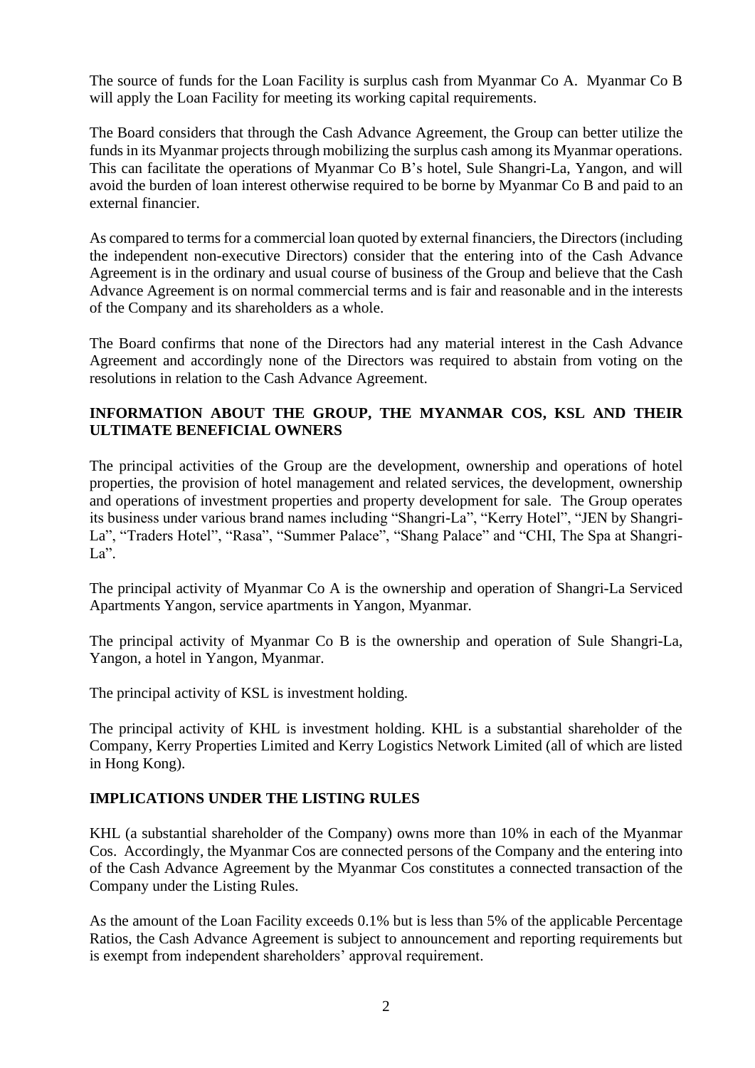The source of funds for the Loan Facility is surplus cash from Myanmar Co A. Myanmar Co B will apply the Loan Facility for meeting its working capital requirements.

The Board considers that through the Cash Advance Agreement, the Group can better utilize the funds in its Myanmar projects through mobilizing the surplus cash among its Myanmar operations. This can facilitate the operations of Myanmar Co B's hotel, Sule Shangri-La, Yangon, and will avoid the burden of loan interest otherwise required to be borne by Myanmar Co B and paid to an external financier.

As compared to terms for a commercial loan quoted by external financiers, the Directors (including the independent non-executive Directors) consider that the entering into of the Cash Advance Agreement is in the ordinary and usual course of business of the Group and believe that the Cash Advance Agreement is on normal commercial terms and is fair and reasonable and in the interests of the Company and its shareholders as a whole.

The Board confirms that none of the Directors had any material interest in the Cash Advance Agreement and accordingly none of the Directors was required to abstain from voting on the resolutions in relation to the Cash Advance Agreement.

**INFORMATION ABOUT THE GROUP, THE MYANMAR COS, KSL AND THEIR ULTIMATE BENEFICIAL OWNERS**

The principal activities of the Group are the development, ownership and operations of hotel properties, the provision of hotel management and related services, the development, ownership and operations of investment properties and property development for sale. The Group operates its business under various brand names including "Shangri-La", "Kerry Hotel", "JEN by Shangri-La", "Traders Hotel", "Rasa", "Summer Palace", "Shang Palace" and "CHI, The Spa at Shangri-La".

The principal activity of Myanmar Co A is the ownership and operation of Shangri-La Serviced Apartments Yangon, service apartments in Yangon, Myanmar.

The principal activity of Myanmar Co B is the ownership and operation of Sule Shangri-La, Yangon, a hotel in Yangon, Myanmar.

The principal activity of KSL is investment holding.

The principal activity of KHL is investment holding. KHL is a substantial shareholder of the Company, Kerry Properties Limited and Kerry Logistics Network Limited (all of which are listed in Hong Kong).

**IMPLICATIONS UNDER THE LISTING RULES**

KHL (a substantial shareholder of the Company) owns more than 10% in each of the Myanmar Cos. Accordingly, the Myanmar Cos are connected persons of the Company and the entering into of the Cash Advance Agreement by the Myanmar Cos constitutes a connected transaction of the Company under the Listing Rules.

As the amount of the Loan Facility exceeds 0.1% but is less than 5% of the applicable Percentage Ratios, the Cash Advance Agreement is subject to announcement and reporting requirements but is exempt from independent shareholders' approval requirement.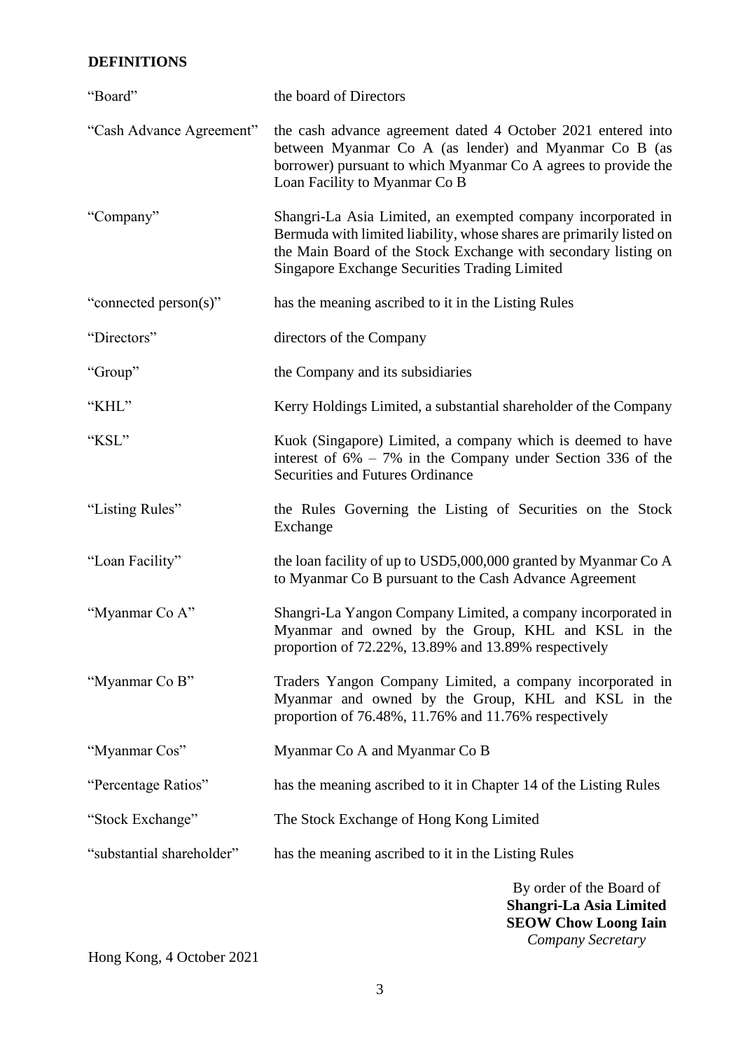## DEFINITIONS

| | |
|---|---|
| "Board" | the board of Directors |
| "Cash Advance Agreement" | the cash advance agreement dated 4 October 2021 entered into between Myanmar Co A (as lender) and Myanmar Co B (as borrower) pursuant to which Myanmar Co A agrees to provide the Loan Facility to Myanmar Co B |
| "Company" | Shangri-La Asia Limited, an exempted company incorporated in Bermuda with limited liability, whose shares are primarily listed on the Main Board of the Stock Exchange with secondary listing on Singapore Exchange Securities Trading Limited |
| "connected person(s)" | has the meaning ascribed to it in the Listing Rules |
| "Directors" | directors of the Company |
| "Group" | the Company and its subsidiaries |
| "KHL" | Kerry Holdings Limited, a substantial shareholder of the Company |
| "KSL" | Kuok (Singapore) Limited, a company which is deemed to have interest of 6% – 7% in the Company under Section 336 of the Securities and Futures Ordinance |
| "Listing Rules" | the Rules Governing the Listing of Securities on the Stock Exchange |
| "Loan Facility" | the loan facility of up to USD5,000,000 granted by Myanmar Co A to Myanmar Co B pursuant to the Cash Advance Agreement |
| "Myanmar Co A" | Shangri-La Yangon Company Limited, a company incorporated in Myanmar and owned by the Group, KHL and KSL in the proportion of 72.22%, 13.89% and 13.89% respectively |
| "Myanmar Co B" | Traders Yangon Company Limited, a company incorporated in Myanmar and owned by the Group, KHL and KSL in the proportion of 76.48%, 11.76% and 11.76% respectively |
| "Myanmar Cos" | Myanmar Co A and Myanmar Co B |
| "Percentage Ratios" | has the meaning ascribed to it in Chapter 14 of the Listing Rules |
| "Stock Exchange" | The Stock Exchange of Hong Kong Limited |
| "substantial shareholder" | has the meaning ascribed to it in the Listing Rules |

By order of the Board of
**Shangri-La Asia Limited**
**SEOW Chow Loong Iain**
*Company Secretary*

Hong Kong, 4 October 2021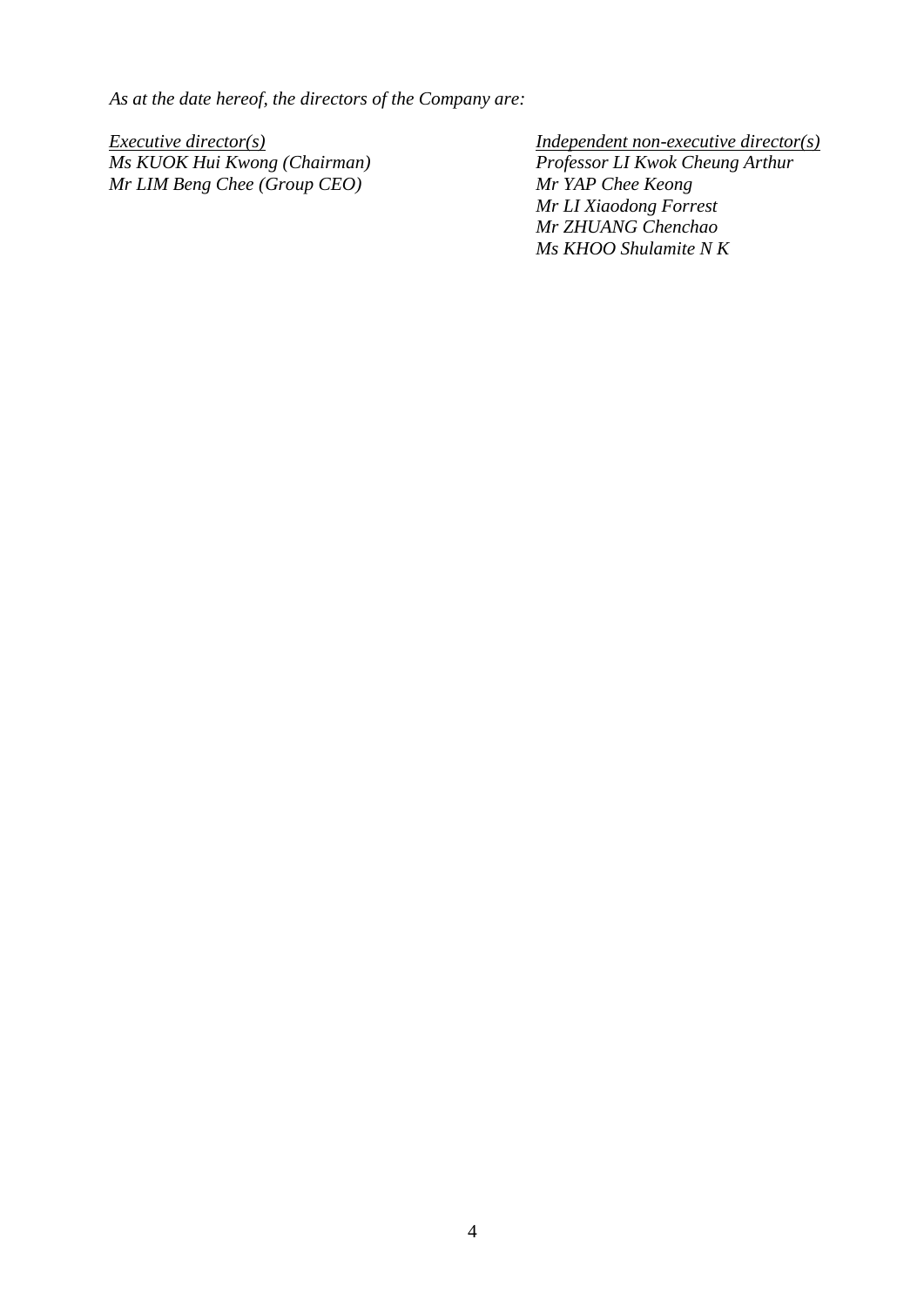*As at the date hereof, the directors of the Company are:*

*Executive director(s)*
*Ms KUOK Hui Kwong (Chairman)*
*Mr LIM Beng Chee (Group CEO)*

*Independent non-executive director(s)*
*Professor LI Kwok Cheung Arthur*
*Mr YAP Chee Keong*
*Mr LI Xiaodong Forrest*
*Mr ZHUANG Chenchao*
*Ms KHOO Shulamite N K*